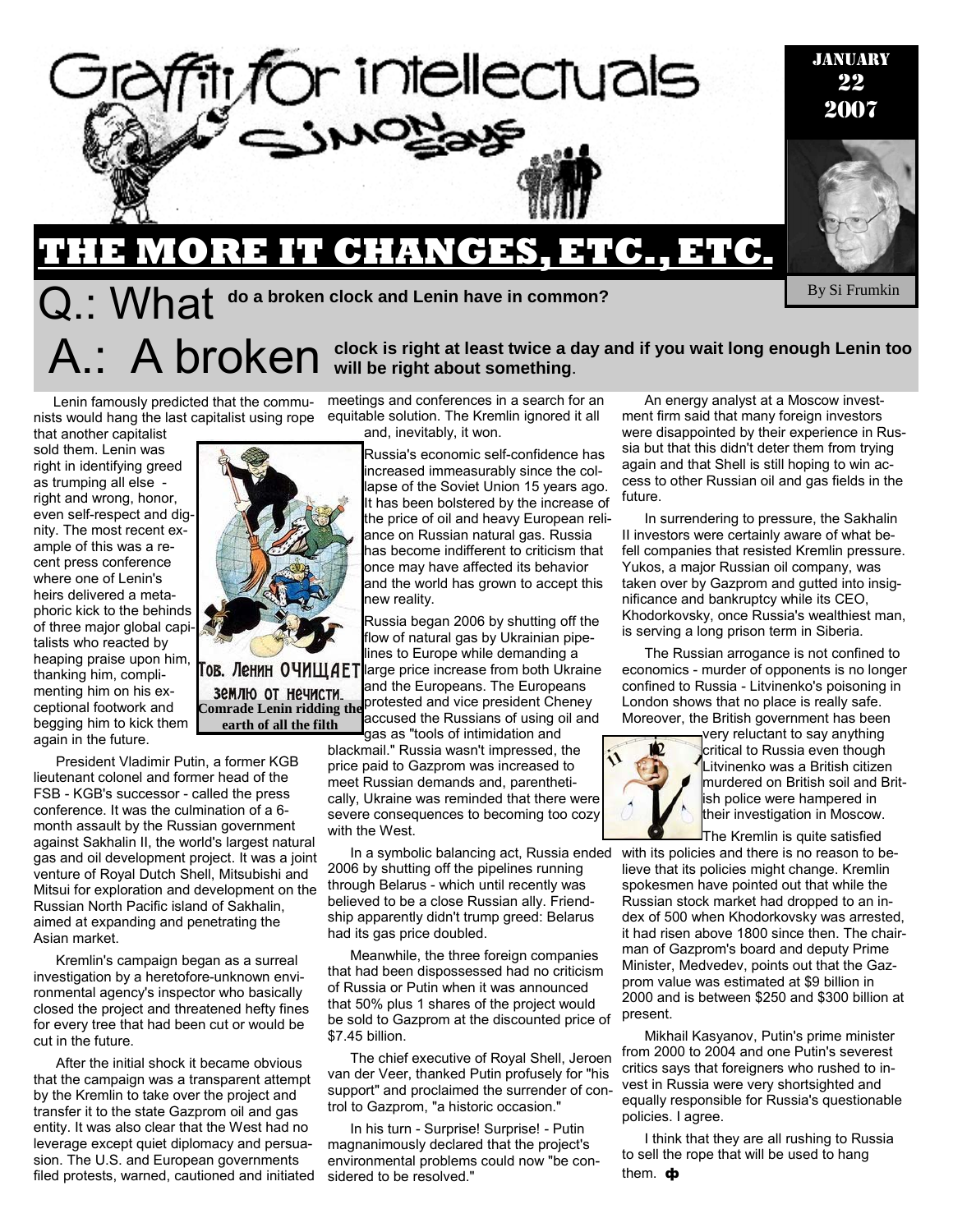# Graffiti for intellectuals

## Simon Says

JANUARY 22 2007

By Si Frumkin

# THE MORE IT CHANGES, ETC., ETC.

## Q.: What do a broken clock and Lenin have in common?

## A.: A broken clock is right at least twice a day and if you wait long enough Lenin too will be right about something.

Lenin famously predicted that the communists would hang the last capitalist using rope that another capitalist sold them. Lenin was right in identifying greed as trumping all else - right and wrong, honor, even self-respect and dignity. The most recent example of this was a recent press conference where one of Lenin's heirs delivered a metaphoric kick to the behinds of three major global capitalists who reacted by heaping praise upon him, thanking him, complimenting him on his exceptional footwork and begging him to kick them again in the future.

Тов. Ленин ОЧИЩАЕТ землю от нечисти.

**Comrade Lenin ridding the earth of all the filth**

President Vladimir Putin, a former KGB lieutenant colonel and former head of the FSB - KGB's successor - called the press conference. It was the culmination of a 6-month assault by the Russian government against Sakhalin II, the world's largest natural gas and oil development project. It was a joint venture of Royal Dutch Shell, Mitsubishi and Mitsui for exploration and development on the Russian North Pacific island of Sakhalin, aimed at expanding and penetrating the Asian market.

Kremlin's campaign began as a surreal investigation by a heretofore-unknown environmental agency's inspector who basically closed the project and threatened hefty fines for every tree that had been cut or would be cut in the future.

After the initial shock it became obvious that the campaign was a transparent attempt by the Kremlin to take over the project and transfer it to the state Gazprom oil and gas entity. It was also clear that the West had no leverage except quiet diplomacy and persuasion. The U.S. and European governments filed protests, warned, cautioned and initiated meetings and conferences in a search for an equitable solution. The Kremlin ignored it all and, inevitably, it won.

Russia's economic self-confidence has increased immeasurably since the collapse of the Soviet Union 15 years ago. It has been bolstered by the increase of the price of oil and heavy European reliance on Russian natural gas. Russia has become indifferent to criticism that once may have affected its behavior and the world has grown to accept this new reality.

Russia began 2006 by shutting off the flow of natural gas by Ukrainian pipelines to Europe while demanding a large price increase from both Ukraine and the Europeans. The Europeans protested and vice president Cheney accused the Russians of using oil and gas as "tools of intimidation and blackmail." Russia wasn't impressed, the price paid to Gazprom was increased to meet Russian demands and, parenthetically, Ukraine was reminded that there were severe consequences to becoming too cozy with the West.

In a symbolic balancing act, Russia ended 2006 by shutting off the pipelines running through Belarus - which until recently was believed to be a close Russian ally. Friendship apparently didn't trump greed: Belarus had its gas price doubled.

Meanwhile, the three foreign companies that had been dispossessed had no criticism of Russia or Putin when it was announced that 50% plus 1 shares of the project would be sold to Gazprom at the discounted price of $7.45 billion.

The chief executive of Royal Shell, Jeroen van der Veer, thanked Putin profusely for "his support" and proclaimed the surrender of control to Gazprom, "a historic occasion."

In his turn - Surprise! Surprise! - Putin magnanimously declared that the project's environmental problems could now "be considered to be resolved."

An energy analyst at a Moscow investment firm said that many foreign investors were disappointed by their experience in Russia but that this didn't deter them from trying again and that Shell is still hoping to win access to other Russian oil and gas fields in the future.

In surrendering to pressure, the Sakhalin II investors were certainly aware of what befell companies that resisted Kremlin pressure. Yukos, a major Russian oil company, was taken over by Gazprom and gutted into insignificance and bankruptcy while its CEO, Khodorkovsky, once Russia's wealthiest man, is serving a long prison term in Siberia.

The Russian arrogance is not confined to economics - murder of opponents is no longer confined to Russia - Litvinenko's poisoning in London shows that no place is really safe. Moreover, the British government has been very reluctant to say anything critical to Russia even though Litvinenko was a British citizen murdered on British soil and British police were hampered in their investigation in Moscow.

The Kremlin is quite satisfied with its policies and there is no reason to believe that its policies might change. Kremlin spokesmen have pointed out that while the Russian stock market had dropped to an index of 500 when Khodorkovsky was arrested, it had risen above 1800 since then. The chairman of Gazprom's board and deputy Prime Minister, Medvedev, points out that the Gazprom value was estimated at $9 billion in 2000 and is between $250 and $300 billion at present.

Mikhail Kasyanov, Putin's prime minister from 2000 to 2004 and one Putin's severest critics says that foreigners who rushed to invest in Russia were very shortsighted and equally responsible for Russia's questionable policies. I agree.

I think that they are all rushing to Russia to sell the rope that will be used to hang them. ф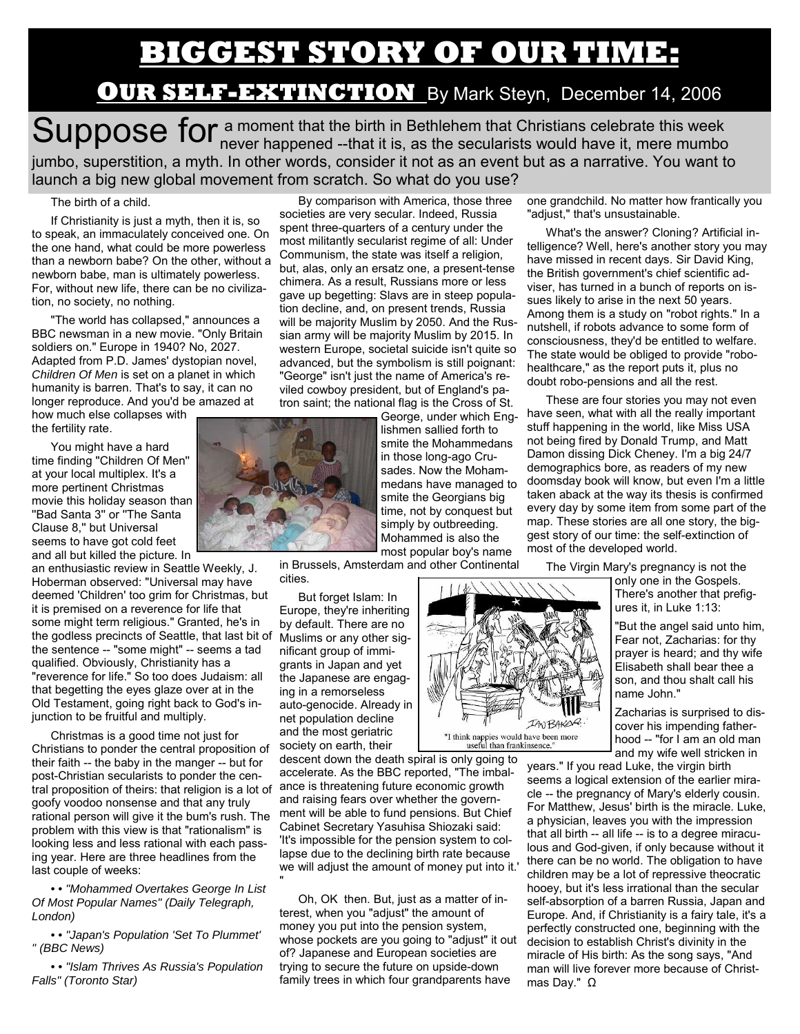# BIGGEST STORY OF OUR TIME:

## OUR SELF-EXTINCTION By Mark Steyn, December 14, 2006

Suppose for a moment that the birth in Bethlehem that Christians celebrate this week never happened --that it is, as the secularists would have it, mere mumbo jumbo, superstition, a myth. In other words, consider it not as an event but as a narrative. You want to launch a big new global movement from scratch. So what do you use?

The birth of a child.

If Christianity is just a myth, then it is, so to speak, an immaculately conceived one. On the one hand, what could be more powerless than a newborn babe? On the other, without a newborn babe, man is ultimately powerless. For, without new life, there can be no civilization, no society, no nothing.

"The world has collapsed," announces a BBC newsman in a new movie. "Only Britain soldiers on." Europe in 1940? No, 2027. Adapted from P.D. James' dystopian novel, *Children Of Men* is set on a planet in which humanity is barren. That's to say, it can no longer reproduce. And you'd be amazed at how much else collapses with the fertility rate.

You might have a hard time finding "Children Of Men" at your local multiplex. It's a more pertinent Christmas movie this holiday season than "Bad Santa 3" or "The Santa Clause 8," but Universal seems to have got cold feet and all but killed the picture. In an enthusiastic review in Seattle Weekly, J. Hoberman observed: "Universal may have deemed 'Children' too grim for Christmas, but it is premised on a reverence for life that some might term religious." Granted, he's in the godless precincts of Seattle, that last bit of the sentence -- "some might" -- seems a tad qualified. Obviously, Christianity has a "reverence for life." So too does Judaism: all that begetting the eyes glaze over at in the Old Testament, going right back to God's injunction to be fruitful and multiply.

Christmas is a good time not just for Christians to ponder the central proposition of their faith -- the baby in the manger -- but for post-Christian secularists to ponder the central proposition of theirs: that religion is a lot of goofy voodoo nonsense and that any truly rational person will give it the bum's rush. The problem with this view is that "rationalism" is looking less and less rational with each passing year. Here are three headlines from the last couple of weeks:

• • *"Mohammed Overtakes George In List Of Most Popular Names" (Daily Telegraph, London)*

• • *"Japan's Population 'Set To Plummet' " (BBC News)*

• • *"Islam Thrives As Russia's Population Falls" (Toronto Star)*

By comparison with America, those three societies are very secular. Indeed, Russia spent three-quarters of a century under the most militantly secularist regime of all: Under Communism, the state was itself a religion, but, alas, only an ersatz one, a present-tense chimera. As a result, Russians more or less gave up begetting: Slavs are in steep population decline, and, on present trends, Russia will be majority Muslim by 2050. And the Russian army will be majority Muslim by 2015. In western Europe, societal suicide isn't quite so advanced, but the symbolism is still poignant: "George" isn't just the name of America's reviled cowboy president, but of England's patron saint; the national flag is the Cross of St. George, under which Englishmen sallied forth to smite the Mohammedans in those long-ago Crusades. Now the Mohammedans have managed to smite the Georgians big time, not by conquest but simply by outbreeding. Mohammed is also the most popular boy's name in Brussels, Amsterdam and other Continental cities.

But forget Islam: In Europe, they're inheriting by default. There are no Muslims or any other significant group of immigrants in Japan and yet the Japanese are engaging in a remorseless auto-genocide. Already in net population decline and the most geriatric society on earth, their descent down the death spiral is only going to accelerate. As the BBC reported, "The imbalance is threatening future economic growth and raising fears over whether the government will be able to fund pensions. But Chief Cabinet Secretary Yasuhisa Shiozaki said: 'It's impossible for the pension system to collapse due to the declining birth rate because we will adjust the amount of money put into it.' "

"I think nappies would have been more useful than frankinsence."

Oh, OK then. But, just as a matter of interest, when you "adjust" the amount of money you put into the pension system, whose pockets are you going to "adjust" it out of? Japanese and European societies are trying to secure the future on upside-down family trees in which four grandparents have one grandchild. No matter how frantically you "adjust," that's unsustainable.

What's the answer? Cloning? Artificial intelligence? Well, here's another story you may have missed in recent days. Sir David King, the British government's chief scientific adviser, has turned in a bunch of reports on issues likely to arise in the next 50 years. Among them is a study on "robot rights." In a nutshell, if robots advance to some form of consciousness, they'd be entitled to welfare. The state would be obliged to provide "robo-healthcare," as the report puts it, plus no doubt robo-pensions and all the rest.

These are four stories you may not even have seen, what with all the really important stuff happening in the world, like Miss USA not being fired by Donald Trump, and Matt Damon dissing Dick Cheney. I'm a big 24/7 demographics bore, as readers of my new doomsday book will know, but even I'm a little taken aback at the way its thesis is confirmed every day by some item from some part of the map. These stories are all one story, the biggest story of our time: the self-extinction of most of the developed world.

The Virgin Mary's pregnancy is not the only one in the Gospels. There's another that prefigures it, in Luke 1:13:

"But the angel said unto him, Fear not, Zacharias: for thy prayer is heard; and thy wife Elisabeth shall bear thee a son, and thou shalt call his name John."

Zacharias is surprised to discover his impending fatherhood -- "for I am an old man and my wife well stricken in years." If you read Luke, the virgin birth seems a logical extension of the earlier miracle -- the pregnancy of Mary's elderly cousin. For Matthew, Jesus' birth is the miracle. Luke, a physician, leaves you with the impression that all birth -- all life -- is to a degree miraculous and God-given, if only because without it there can be no world. The obligation to have children may be a lot of repressive theocratic hooey, but it's less irrational than the secular self-absorption of a barren Russia, Japan and Europe. And, if Christianity is a fairy tale, it's a perfectly constructed one, beginning with the decision to establish Christ's divinity in the miracle of His birth: As the song says, "And man will live forever more because of Christmas Day." Ω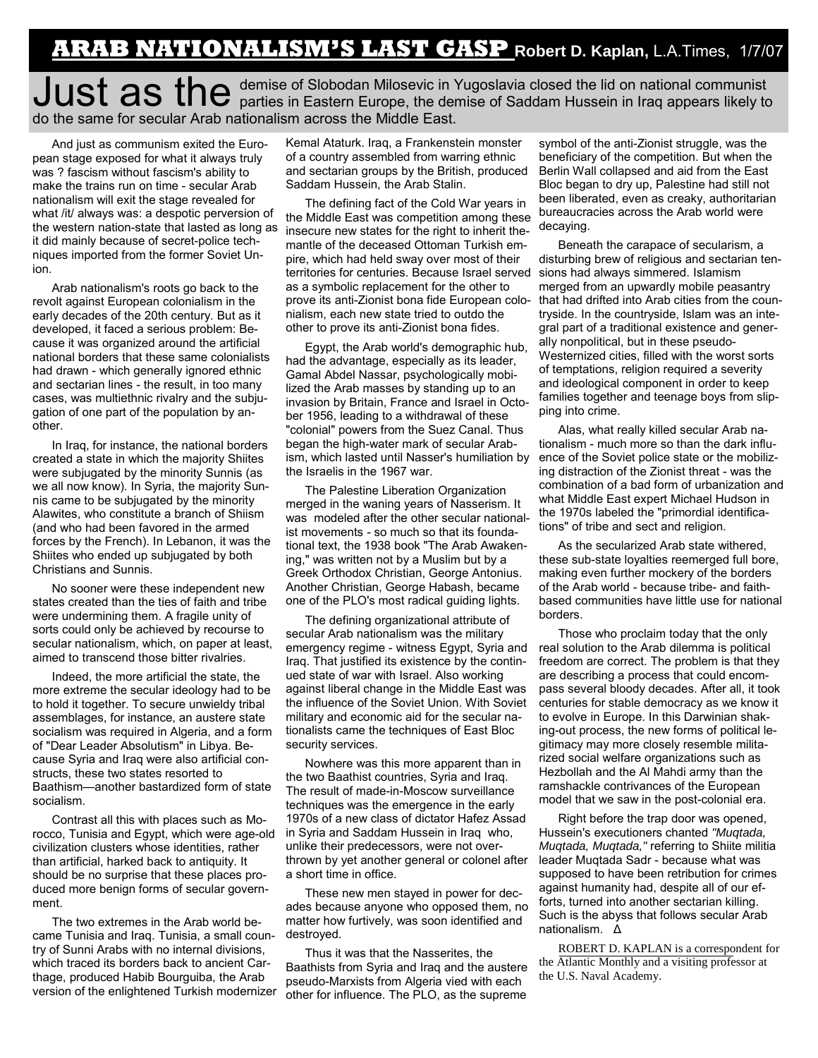# ARAB NATIONALISM'S LAST GASP **Robert D. Kaplan,** L.A.Times, 1/7/07

Just as the demise of Slobodan Milosevic in Yugoslavia closed the lid on national communist parties in Eastern Europe, the demise of Saddam Hussein in Iraq appears likely to do the same for secular Arab nationalism across the Middle East.

And just as communism exited the European stage exposed for what it always truly was ? fascism without fascism's ability to make the trains run on time - secular Arab nationalism will exit the stage revealed for what /it/ always was: a despotic perversion of the western nation-state that lasted as long as it did mainly because of secret-police techniques imported from the former Soviet Union.

Arab nationalism's roots go back to the revolt against European colonialism in the early decades of the 20th century. But as it developed, it faced a serious problem: Because it was organized around the artificial national borders that these same colonialists had drawn - which generally ignored ethnic and sectarian lines - the result, in too many cases, was multiethnic rivalry and the subjugation of one part of the population by another.

In Iraq, for instance, the national borders created a state in which the majority Shiites were subjugated by the minority Sunnis (as we all now know). In Syria, the majority Sunnis came to be subjugated by the minority Alawites, who constitute a branch of Shiism (and who had been favored in the armed forces by the French). In Lebanon, it was the Shiites who ended up subjugated by both Christians and Sunnis.

No sooner were these independent new states created than the ties of faith and tribe were undermining them. A fragile unity of sorts could only be achieved by recourse to secular nationalism, which, on paper at least, aimed to transcend those bitter rivalries.

Indeed, the more artificial the state, the more extreme the secular ideology had to be to hold it together. To secure unwieldy tribal assemblages, for instance, an austere state socialism was required in Algeria, and a form of "Dear Leader Absolutism" in Libya. Because Syria and Iraq were also artificial constructs, these two states resorted to Baathism—another bastardized form of state socialism.

Contrast all this with places such as Morocco, Tunisia and Egypt, which were age-old civilization clusters whose identities, rather than artificial, harked back to antiquity. It should be no surprise that these places produced more benign forms of secular government.

The two extremes in the Arab world became Tunisia and Iraq. Tunisia, a small country of Sunni Arabs with no internal divisions, which traced its borders back to ancient Carthage, produced Habib Bourguiba, the Arab version of the enlightened Turkish modernizer Kemal Ataturk. Iraq, a Frankenstein monster of a country assembled from warring ethnic and sectarian groups by the British, produced Saddam Hussein, the Arab Stalin.

The defining fact of the Cold War years in the Middle East was competition among these insecure new states for the right to inherit the mantle of the deceased Ottoman Turkish empire, which had held sway over most of their territories for centuries. Because Israel served as a symbolic replacement for the other to prove its anti-Zionist bona fide European colonialism, each new state tried to outdo the other to prove its anti-Zionist bona fides.

Egypt, the Arab world's demographic hub, had the advantage, especially as its leader, Gamal Abdel Nassar, psychologically mobilized the Arab masses by standing up to an invasion by Britain, France and Israel in October 1956, leading to a withdrawal of these "colonial" powers from the Suez Canal. Thus began the high-water mark of secular Arabism, which lasted until Nasser's humiliation by the Israelis in the 1967 war.

The Palestine Liberation Organization merged in the waning years of Nasserism. It was modeled after the other secular nationalist movements - so much so that its foundational text, the 1938 book "The Arab Awakening," was written not by a Muslim but by a Greek Orthodox Christian, George Antonius. Another Christian, George Habash, became one of the PLO's most radical guiding lights.

The defining organizational attribute of secular Arab nationalism was the military emergency regime - witness Egypt, Syria and Iraq. That justified its existence by the continued state of war with Israel. Also working against liberal change in the Middle East was the influence of the Soviet Union. With Soviet military and economic aid for the secular nationalists came the techniques of East Bloc security services.

Nowhere was this more apparent than in the two Baathist countries, Syria and Iraq. The result of made-in-Moscow surveillance techniques was the emergence in the early 1970s of a new class of dictator Hafez Assad in Syria and Saddam Hussein in Iraq who, unlike their predecessors, were not overthrown by yet another general or colonel after a short time in office.

These new men stayed in power for decades because anyone who opposed them, no matter how furtively, was soon identified and destroyed.

Thus it was that the Nasserites, the Baathists from Syria and Iraq and the austere pseudo-Marxists from Algeria vied with each other for influence. The PLO, as the supreme symbol of the anti-Zionist struggle, was the beneficiary of the competition. But when the Berlin Wall collapsed and aid from the East Bloc began to dry up, Palestine had still not been liberated, even as creaky, authoritarian bureaucracies across the Arab world were decaying.

Beneath the carapace of secularism, a disturbing brew of religious and sectarian tensions had always simmered. Islamism merged from an upwardly mobile peasantry that had drifted into Arab cities from the countryside. In the countryside, Islam was an integral part of a traditional existence and generally nonpolitical, but in these pseudo-Westernized cities, filled with the worst sorts of temptations, religion required a severity and ideological component in order to keep families together and teenage boys from slipping into crime.

Alas, what really killed secular Arab nationalism - much more so than the dark influence of the Soviet police state or the mobilizing distraction of the Zionist threat - was the combination of a bad form of urbanization and what Middle East expert Michael Hudson in the 1970s labeled the "primordial identifications" of tribe and sect and religion.

As the secularized Arab state withered, these sub-state loyalties reemerged full bore, making even further mockery of the borders of the Arab world - because tribe- and faith-based communities have little use for national borders.

Those who proclaim today that the only real solution to the Arab dilemma is political freedom are correct. The problem is that they are describing a process that could encompass several bloody decades. After all, it took centuries for stable democracy as we know it to evolve in Europe. In this Darwinian shaking-out process, the new forms of political legitimacy may more closely resemble militarized social welfare organizations such as Hezbollah and the Al Mahdi army than the ramshackle contrivances of the European model that we saw in the post-colonial era.

Right before the trap door was opened, Hussein's executioners chanted *"Muqtada, Muqtada, Muqtada,"* referring to Shiite militia leader Muqtada Sadr - because what was supposed to have been retribution for crimes against humanity had, despite all of our efforts, turned into another sectarian killing. Such is the abyss that follows secular Arab nationalism. Δ

ROBERT D. KAPLAN is a correspondent for the Atlantic Monthly and a visiting professor at the U.S. Naval Academy.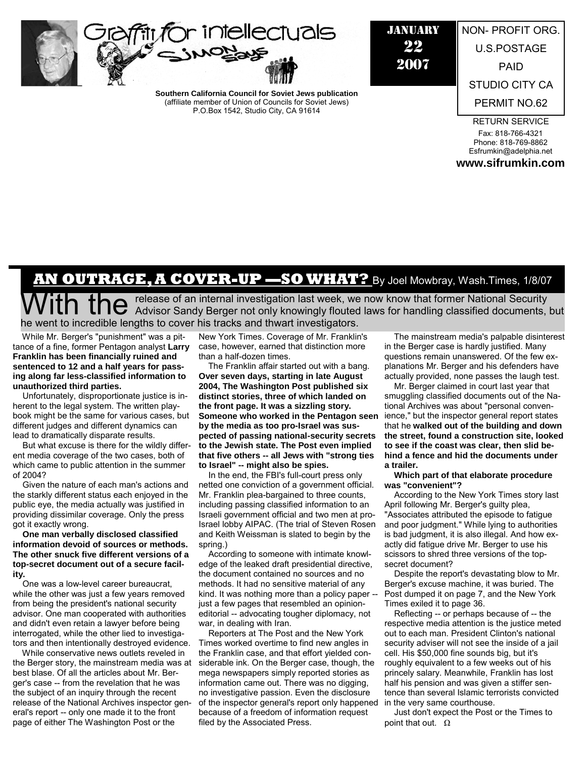Graffiti for intellectuals

SIMON Says

Southern California Council for Soviet Jews publication
(affiliate member of Union of Councils for Soviet Jews)
P.O.Box 1542, Studio City, CA 91614

JANUARY 22 2007

NON- PROFIT ORG.
U.S.POSTAGE
PAID
STUDIO CITY CA
PERMIT NO.62

RETURN SERVICE
Fax: 818-766-4321
Phone: 818-769-8862
Esfrumkin@adelphia.net
**www.sifrumkin.com**

## AN OUTRAGE, A COVER-UP —SO WHAT? By Joel Mowbray, Wash.Times, 1/8/07

With the release of an internal investigation last week, we now know that former National Security Advisor Sandy Berger not only knowingly flouted laws for handling classified documents, but he went to incredible lengths to cover his tracks and thwart investigators.

While Mr. Berger's "punishment" was a pittance of a fine, former Pentagon analyst **Larry Franklin has been financially ruined and sentenced to 12 and a half years for passing along far less-classified information to unauthorized third parties.**

Unfortunately, disproportionate justice is inherent to the legal system. The written playbook might be the same for various cases, but different judges and different dynamics can lead to dramatically disparate results.

But what excuse is there for the wildly different media coverage of the two cases, both of which came to public attention in the summer of 2004?

Given the nature of each man's actions and the starkly different status each enjoyed in the public eye, the media actually was justified in providing dissimilar coverage. Only the press got it exactly wrong.

**One man verbally disclosed classified information devoid of sources or methods. The other snuck five different versions of a top-secret document out of a secure facility.**

One was a low-level career bureaucrat, while the other was just a few years removed from being the president's national security advisor. One man cooperated with authorities and didn't even retain a lawyer before being interrogated, while the other lied to investigators and then intentionally destroyed evidence.

While conservative news outlets reveled in the Berger story, the mainstream media was at best blase. Of all the articles about Mr. Berger's case -- from the revelation that he was the subject of an inquiry through the recent release of the National Archives inspector general's report -- only one made it to the front page of either The Washington Post or the New York Times. Coverage of Mr. Franklin's case, however, earned that distinction more than a half-dozen times.

The Franklin affair started out with a bang. **Over seven days, starting in late August 2004, The Washington Post published six distinct stories, three of which landed on the front page. It was a sizzling story. Someone who worked in the Pentagon seen by the media as too pro-Israel was suspected of passing national-security secrets to the Jewish state. The Post even implied that five others -- all Jews with "strong ties to Israel" -- might also be spies.**

In the end, the FBI's full-court press only netted one conviction of a government official. Mr. Franklin plea-bargained to three counts, including passing classified information to an Israeli government official and two men at pro-Israel lobby AIPAC. (The trial of Steven Rosen and Keith Weissman is slated to begin by the spring.)

According to someone with intimate knowledge of the leaked draft presidential directive, the document contained no sources and no methods. It had no sensitive material of any kind. It was nothing more than a policy paper -- just a few pages that resembled an opinion-editorial -- advocating tougher diplomacy, not war, in dealing with Iran.

Reporters at The Post and the New York Times worked overtime to find new angles in the Franklin case, and that effort yielded considerable ink. On the Berger case, though, the mega newspapers simply reported stories as information came out. There was no digging, no investigative passion. Even the disclosure of the inspector general's report only happened because of a freedom of information request filed by the Associated Press.

The mainstream media's palpable disinterest in the Berger case is hardly justified. Many questions remain unanswered. Of the few explanations Mr. Berger and his defenders have actually provided, none passes the laugh test.

Mr. Berger claimed in court last year that smuggling classified documents out of the National Archives was about "personal convenience," but the inspector general report states that he **walked out of the building and down the street, found a construction site, looked to see if the coast was clear, then slid behind a fence and hid the documents under a trailer.**

**Which part of that elaborate procedure was "convenient"?**

According to the New York Times story last April following Mr. Berger's guilty plea, "Associates attributed the episode to fatigue and poor judgment." While lying to authorities is bad judgment, it is also illegal. And how exactly did fatigue drive Mr. Berger to use his scissors to shred three versions of the top-secret document?

Despite the report's devastating blow to Mr. Berger's excuse machine, it was buried. The Post dumped it on page 7, and the New York Times exiled it to page 36.

Reflecting -- or perhaps because of -- the respective media attention is the justice meted out to each man. President Clinton's national security adviser will not see the inside of a jail cell. His $50,000 fine sounds big, but it's roughly equivalent to a few weeks out of his princely salary. Meanwhile, Franklin has lost half his pension and was given a stiffer sentence than several Islamic terrorists convicted in the very same courthouse.

Just don't expect the Post or the Times to point that out. Ω